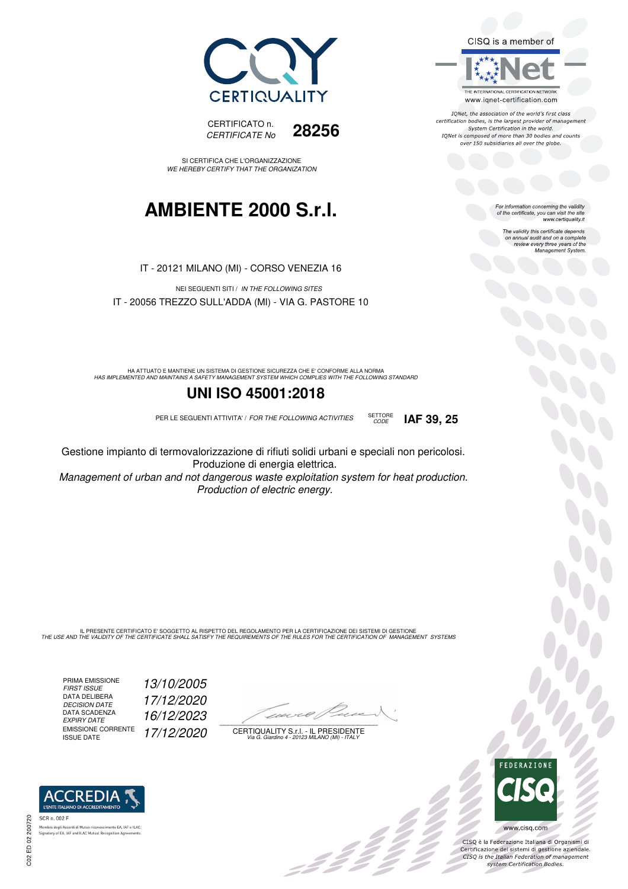CERTIQUALITY

CERTIFICATO n.
*CERTIFICATE No* **28256**

SI CERTIFICA CHE L'ORGANIZZAZIONE
*WE HEREBY CERTIFY THAT THE ORGANIZATION*

# AMBIENTE 2000 S.r.l.

IT - 20121 MILANO (MI) - CORSO VENEZIA 16

NEI SEGUENTI SITI / *IN THE FOLLOWING SITES*

IT - 20056 TREZZO SULL'ADDA (MI) - VIA G. PASTORE 10

HA ATTUATO E MANTIENE UN SISTEMA DI GESTIONE SICUREZZA CHE E' CONFORME ALLA NORMA
*HAS IMPLEMENTED AND MAINTAINS A SAFETY MANAGEMENT SYSTEM WHICH COMPLIES WITH THE FOLLOWING STANDARD*

## UNI ISO 45001:2018

PER LE SEGUENTI ATTIVITA' / *FOR THE FOLLOWING ACTIVITIES* SETTORE *CODE* **IAF 39, 25**

Gestione impianto di termovalorizzazione di rifiuti solidi urbani e speciali non pericolosi.
Produzione di energia elettrica.
*Management of urban and not dangerous waste exploitation system for heat production.*
*Production of electric energy.*

IL PRESENTE CERTIFICATO E' SOGGETTO AL RISPETTO DEL REGOLAMENTO PER LA CERTIFICAZIONE DEI SISTEMI DI GESTIONE
*THE USE AND THE VALIDITY OF THE CERTIFICATE SHALL SATISFY THE REQUIREMENTS OF THE RULES FOR THE CERTIFICATION OF MANAGEMENT SYSTEMS*

PRIMA EMISSIONE / *FIRST ISSUE*: *13/10/2005*
DATA DELIBERA / *DECISION DATE*: *17/12/2020*
DATA SCADENZA / *EXPIRY DATE*: *16/12/2023*
EMISSIONE CORRENTE / ISSUE DATE: *17/12/2020*

CERTIQUALITY S.r.l. - IL PRESIDENTE
*Via G. Giardino 4 - 20123 MILANO (MI) - ITALY*

CISQ is a member of IQNet
THE INTERNATIONAL CERTIFICATION NETWORK
www.iqnet-certification.com

*IQNet, the association of the world's first class certification bodies, is the largest provider of management System Certification in the world. IQNet is composed of more than 30 bodies and counts over 150 subsidiaries all over the globe.*

*For information concerning the validity of the certificate, you can visit the site www.certiquality.it*

*The validity this certificate depends on annual audit and on a complete review every three years of the Management System.*

ACCREDIA L'ENTE ITALIANO DI ACCREDITAMENTO
SCR n. 002 F
Membro degli Accordi di Mutuo riconoscimento EA, IAF e ILAC.
Signatory of EA, IAF and ILAC Mutual Recognition Agreements.

FEDERAZIONE CISQ
www.cisq.com
CISQ è la Federazione Italiana di Organismi di Certificazione dei sistemi di gestione aziendale.
*CISQ is the Italian Federation of management system Certification Bodies.*

C02 ED 02 200720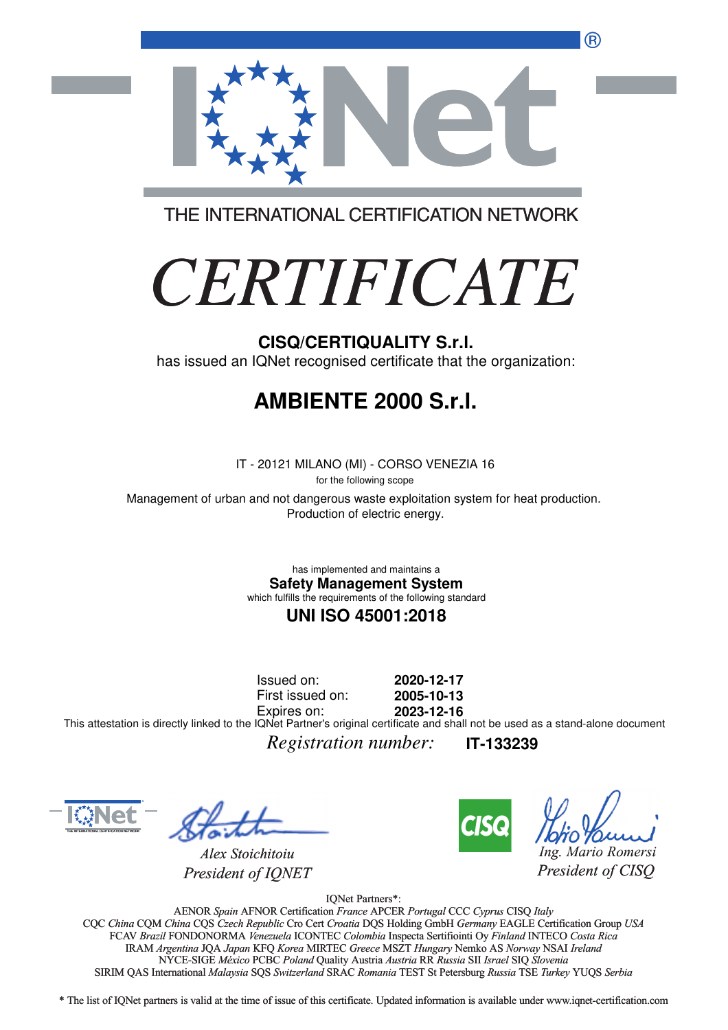IQNet®

THE INTERNATIONAL CERTIFICATION NETWORK

# *CERTIFICATE*

**CISQ/CERTIQUALITY S.r.l.**
has issued an IQNet recognised certificate that the organization:

## AMBIENTE 2000 S.r.l.

IT - 20121 MILANO (MI) - CORSO VENEZIA 16
for the following scope

Management of urban and not dangerous waste exploitation system for heat production.
Production of electric energy.

has implemented and maintains a
**Safety Management System**
which fulfills the requirements of the following standard
**UNI ISO 45001:2018**

| | |
|---|---|
| Issued on: | **2020-12-17** |
| First issued on: | **2005-10-13** |
| Expires on: | **2023-12-16** |

This attestation is directly linked to the IQNet Partner's original certificate and shall not be used as a stand-alone document

*Registration number:* **IT-133239**

*Alex Stoichitoiu*
*President of IQNET*

*Ing. Mario Romersi*
*President of CISQ*

IQNet Partners*:
AENOR *Spain* AFNOR Certification *France* APCER *Portugal* CCC *Cyprus* CISQ *Italy*
CQC *China* CQM *China* CQS *Czech Republic* Cro Cert *Croatia* DQS Holding GmbH *Germany* EAGLE Certification Group *USA*
FCAV *Brazil* FONDONORMA *Venezuela* ICONTEC *Colombia* Inspecta Sertifiointi Oy *Finland* INTECO *Costa Rica*
IRAM *Argentina* JQA *Japan* KFQ *Korea* MIRTEC *Greece* MSZT *Hungary* Nemko AS *Norway* NSAI *Ireland*
NYCE-SIGE *México* PCBC *Poland* Quality Austria *Austria* RR *Russia* SII *Israel* SIQ *Slovenia*
SIRIM QAS International *Malaysia* SQS *Switzerland* SRAC *Romania* TEST St Petersburg *Russia* TSE *Turkey* YUQS *Serbia*

* The list of IQNet partners is valid at the time of issue of this certificate. Updated information is available under www.iqnet-certification.com